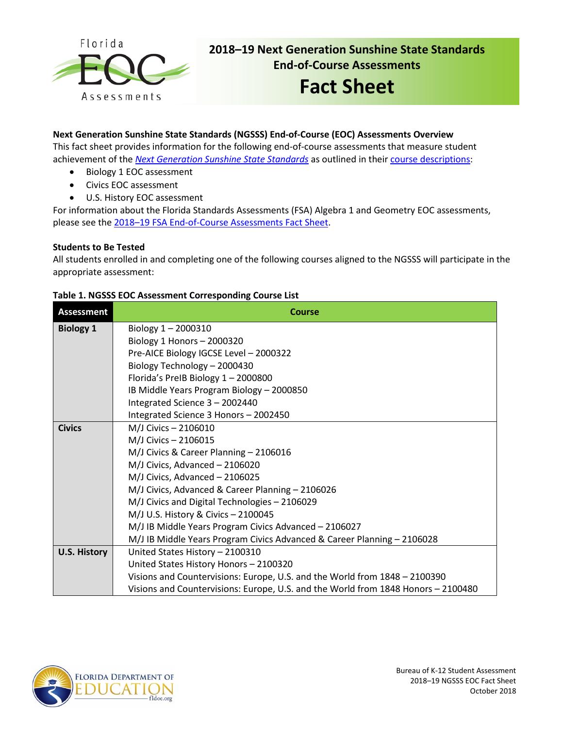# 2018–19 Next Generation Sunshine State Standards End-of-Course Assessments Fact Sheet

**Next Generation Sunshine State Standards (NGSSS) End-of-Course (EOC) Assessments Overview**

This fact sheet provides information for the following end-of-course assessments that measure student achievement of the *Next Generation Sunshine State Standards* as outlined in their course descriptions:

- Biology 1 EOC assessment
- Civics EOC assessment
- U.S. History EOC assessment

For information about the Florida Standards Assessments (FSA) Algebra 1 and Geometry EOC assessments, please see the 2018–19 FSA End-of-Course Assessments Fact Sheet.

**Students to Be Tested**

All students enrolled in and completing one of the following courses aligned to the NGSSS will participate in the appropriate assessment:

**Table 1. NGSSS EOC Assessment Corresponding Course List**

| Assessment | Course |
|---|---|
| **Biology 1** | Biology 1 – 2000310<br>Biology 1 Honors – 2000320<br>Pre-AICE Biology IGCSE Level – 2000322<br>Biology Technology – 2000430<br>Florida's PreIB Biology 1 – 2000800<br>IB Middle Years Program Biology – 2000850<br>Integrated Science 3 – 2002440<br>Integrated Science 3 Honors – 2002450 |
| **Civics** | M/J Civics – 2106010<br>M/J Civics – 2106015<br>M/J Civics & Career Planning – 2106016<br>M/J Civics, Advanced – 2106020<br>M/J Civics, Advanced – 2106025<br>M/J Civics, Advanced & Career Planning – 2106026<br>M/J Civics and Digital Technologies – 2106029<br>M/J U.S. History & Civics – 2100045<br>M/J IB Middle Years Program Civics Advanced – 2106027<br>M/J IB Middle Years Program Civics Advanced & Career Planning – 2106028 |
| **U.S. History** | United States History – 2100310<br>United States History Honors – 2100320<br>Visions and Countervisions: Europe, U.S. and the World from 1848 – 2100390<br>Visions and Countervisions: Europe, U.S. and the World from 1848 Honors – 2100480 |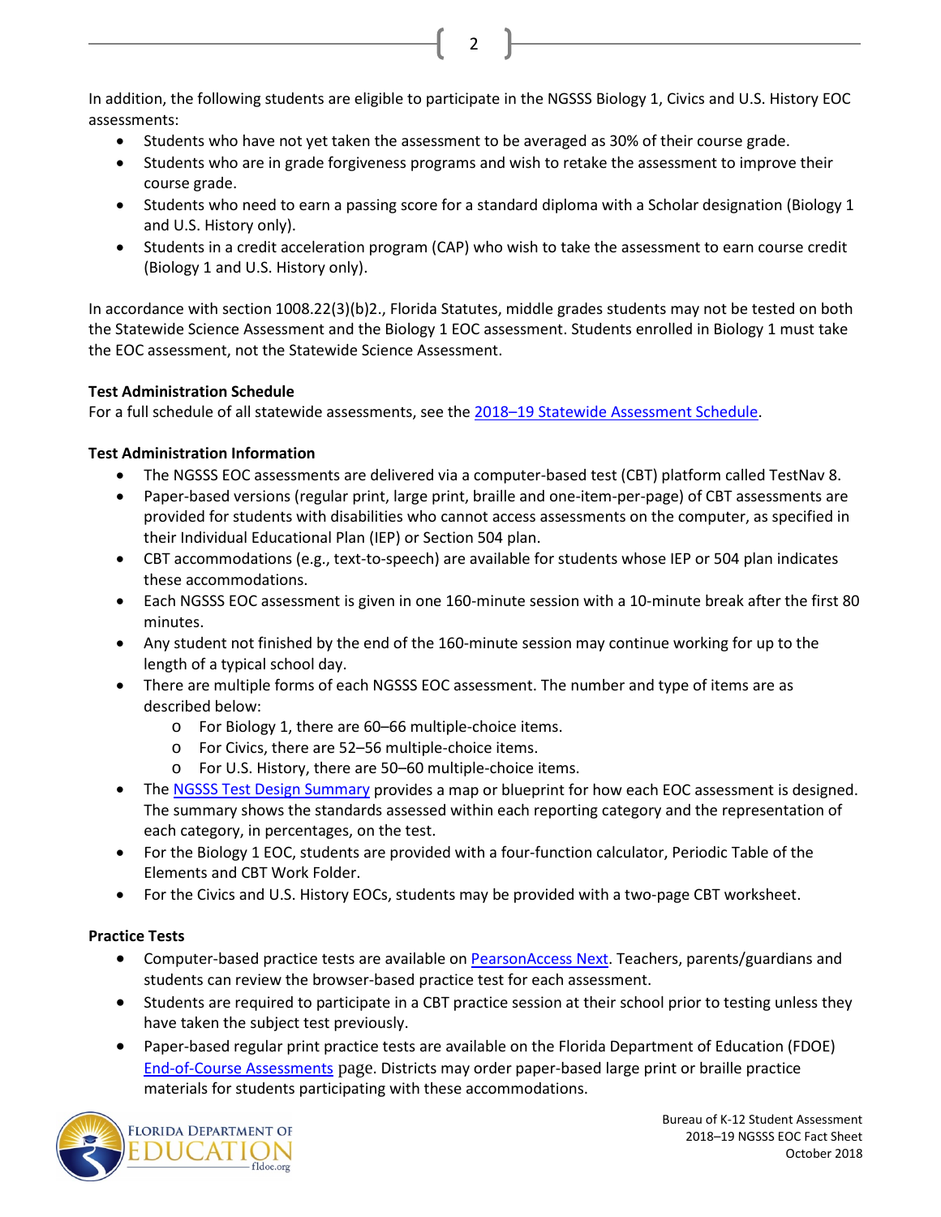In addition, the following students are eligible to participate in the NGSSS Biology 1, Civics and U.S. History EOC assessments:

- Students who have not yet taken the assessment to be averaged as 30% of their course grade.
- Students who are in grade forgiveness programs and wish to retake the assessment to improve their course grade.
- Students who need to earn a passing score for a standard diploma with a Scholar designation (Biology 1 and U.S. History only).
- Students in a credit acceleration program (CAP) who wish to take the assessment to earn course credit (Biology 1 and U.S. History only).

In accordance with section 1008.22(3)(b)2., Florida Statutes, middle grades students may not be tested on both the Statewide Science Assessment and the Biology 1 EOC assessment. Students enrolled in Biology 1 must take the EOC assessment, not the Statewide Science Assessment.

**Test Administration Schedule**

For a full schedule of all statewide assessments, see the [2018–19 Statewide Assessment Schedule](#).

**Test Administration Information**

- The NGSSS EOC assessments are delivered via a computer-based test (CBT) platform called TestNav 8.
- Paper-based versions (regular print, large print, braille and one-item-per-page) of CBT assessments are provided for students with disabilities who cannot access assessments on the computer, as specified in their Individual Educational Plan (IEP) or Section 504 plan.
- CBT accommodations (e.g., text-to-speech) are available for students whose IEP or 504 plan indicates these accommodations.
- Each NGSSS EOC assessment is given in one 160-minute session with a 10-minute break after the first 80 minutes.
- Any student not finished by the end of the 160-minute session may continue working for up to the length of a typical school day.
- There are multiple forms of each NGSSS EOC assessment. The number and type of items are as described below:
  - For Biology 1, there are 60–66 multiple-choice items.
  - For Civics, there are 52–56 multiple-choice items.
  - For U.S. History, there are 50–60 multiple-choice items.
- The [NGSSS Test Design Summary](#) provides a map or blueprint for how each EOC assessment is designed. The summary shows the standards assessed within each reporting category and the representation of each category, in percentages, on the test.
- For the Biology 1 EOC, students are provided with a four-function calculator, Periodic Table of the Elements and CBT Work Folder.
- For the Civics and U.S. History EOCs, students may be provided with a two-page CBT worksheet.

**Practice Tests**

- Computer-based practice tests are available on [PearsonAccess Next](#). Teachers, parents/guardians and students can review the browser-based practice test for each assessment.
- Students are required to participate in a CBT practice session at their school prior to testing unless they have taken the subject test previously.
- Paper-based regular print practice tests are available on the Florida Department of Education (FDOE) [End-of-Course Assessments](#) page. Districts may order paper-based large print or braille practice materials for students participating with these accommodations.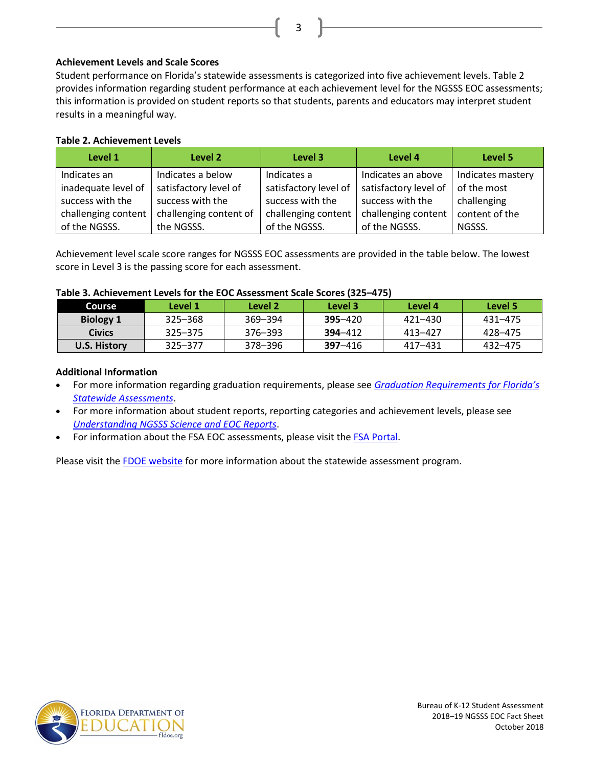**Achievement Levels and Scale Scores**

Student performance on Florida's statewide assessments is categorized into five achievement levels. Table 2 provides information regarding student performance at each achievement level for the NGSSS EOC assessments; this information is provided on student reports so that students, parents and educators may interpret student results in a meaningful way.

**Table 2. Achievement Levels**

| Level 1 | Level 2 | Level 3 | Level 4 | Level 5 |
|---|---|---|---|---|
| Indicates an inadequate level of success with the challenging content of the NGSSS. | Indicates a below satisfactory level of success with the challenging content of the NGSSS. | Indicates a satisfactory level of success with the challenging content of the NGSSS. | Indicates an above satisfactory level of success with the challenging content of the NGSSS. | Indicates mastery of the most challenging content of the NGSSS. |

Achievement level scale score ranges for NGSSS EOC assessments are provided in the table below. The lowest score in Level 3 is the passing score for each assessment.

**Table 3. Achievement Levels for the EOC Assessment Scale Scores (325–475)**

| Course | Level 1 | Level 2 | Level 3 | Level 4 | Level 5 |
|---|---|---|---|---|---|
| **Biology 1** | 325–368 | 369–394 | **395**–420 | 421–430 | 431–475 |
| **Civics** | 325–375 | 376–393 | **394**–412 | 413–427 | 428–475 |
| **U.S. History** | 325–377 | 378–396 | **397**–416 | 417–431 | 432–475 |

**Additional Information**

- For more information regarding graduation requirements, please see *Graduation Requirements for Florida's Statewide Assessments*.
- For more information about student reports, reporting categories and achievement levels, please see *Understanding NGSSS Science and EOC Reports*.
- For information about the FSA EOC assessments, please visit the FSA Portal.

Please visit the FDOE website for more information about the statewide assessment program.